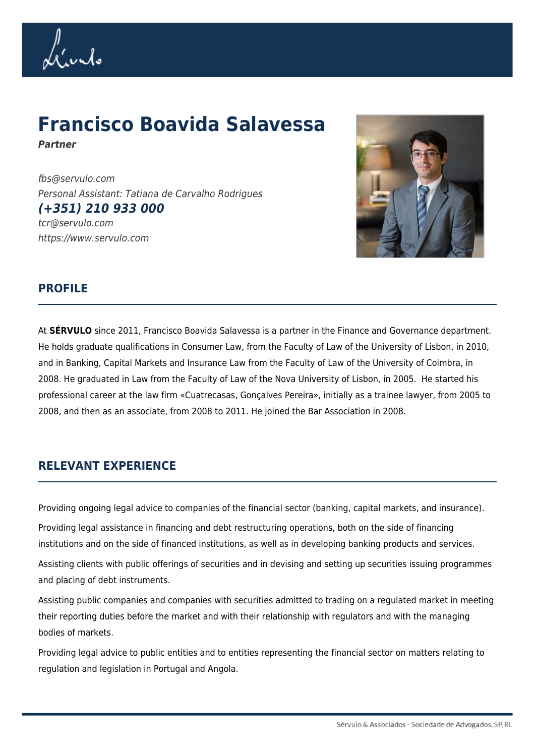# Francisco Boavida Salavessa

***Partner***

*fbs@servulo.com*
*Personal Assistant: Tatiana de Carvalho Rodrigues*
***(+351) 210 933 000***
*tcr@servulo.com*
*https://www.servulo.com*

## PROFILE

At **SÉRVULO** since 2011, Francisco Boavida Salavessa is a partner in the Finance and Governance department. He holds graduate qualifications in Consumer Law, from the Faculty of Law of the University of Lisbon, in 2010, and in Banking, Capital Markets and Insurance Law from the Faculty of Law of the University of Coimbra, in 2008. He graduated in Law from the Faculty of Law of the Nova University of Lisbon, in 2005. He started his professional career at the law firm «Cuatrecasas, Gonçalves Pereira», initially as a trainee lawyer, from 2005 to 2008, and then as an associate, from 2008 to 2011. He joined the Bar Association in 2008.

## RELEVANT EXPERIENCE

Providing ongoing legal advice to companies of the financial sector (banking, capital markets, and insurance).

Providing legal assistance in financing and debt restructuring operations, both on the side of financing institutions and on the side of financed institutions, as well as in developing banking products and services.

Assisting clients with public offerings of securities and in devising and setting up securities issuing programmes and placing of debt instruments.

Assisting public companies and companies with securities admitted to trading on a regulated market in meeting their reporting duties before the market and with their relationship with regulators and with the managing bodies of markets.

Providing legal advice to public entities and to entities representing the financial sector on matters relating to regulation and legislation in Portugal and Angola.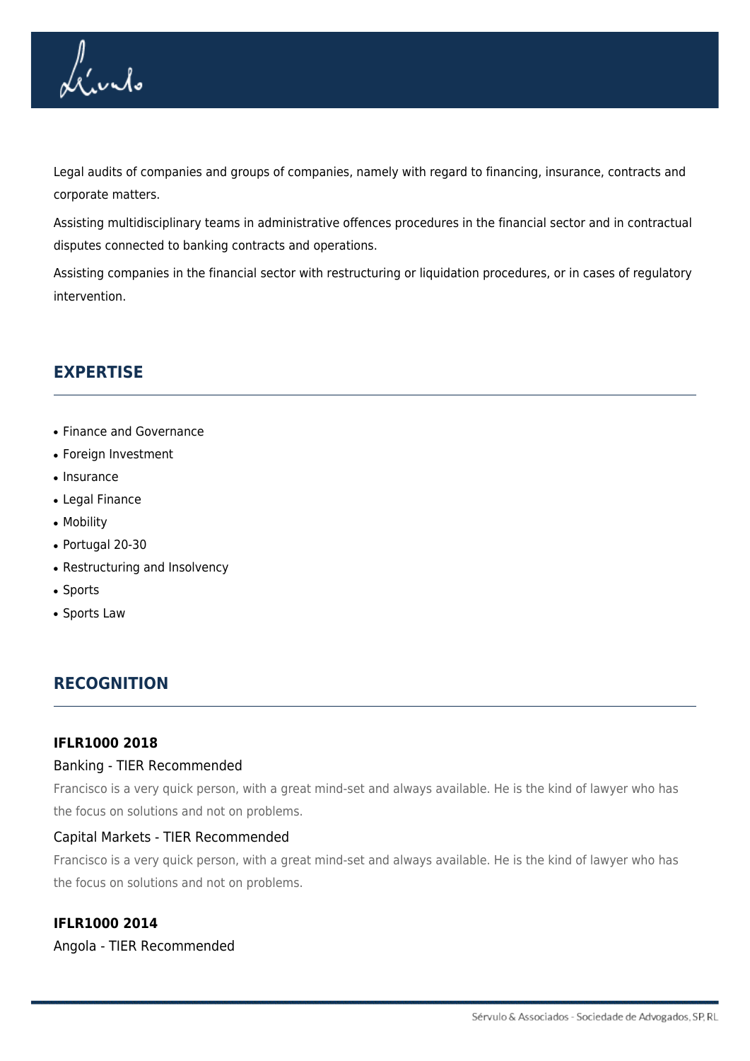Legal audits of companies and groups of companies, namely with regard to financing, insurance, contracts and corporate matters.

Assisting multidisciplinary teams in administrative offences procedures in the financial sector and in contractual disputes connected to banking contracts and operations.

Assisting companies in the financial sector with restructuring or liquidation procedures, or in cases of regulatory intervention.

## EXPERTISE

- Finance and Governance
- Foreign Investment
- Insurance
- Legal Finance
- Mobility
- Portugal 20-30
- Restructuring and Insolvency
- Sports
- Sports Law

## RECOGNITION

**IFLR1000 2018**

Banking - TIER Recommended

Francisco is a very quick person, with a great mind-set and always available. He is the kind of lawyer who has the focus on solutions and not on problems.

Capital Markets - TIER Recommended

Francisco is a very quick person, with a great mind-set and always available. He is the kind of lawyer who has the focus on solutions and not on problems.

**IFLR1000 2014**

Angola - TIER Recommended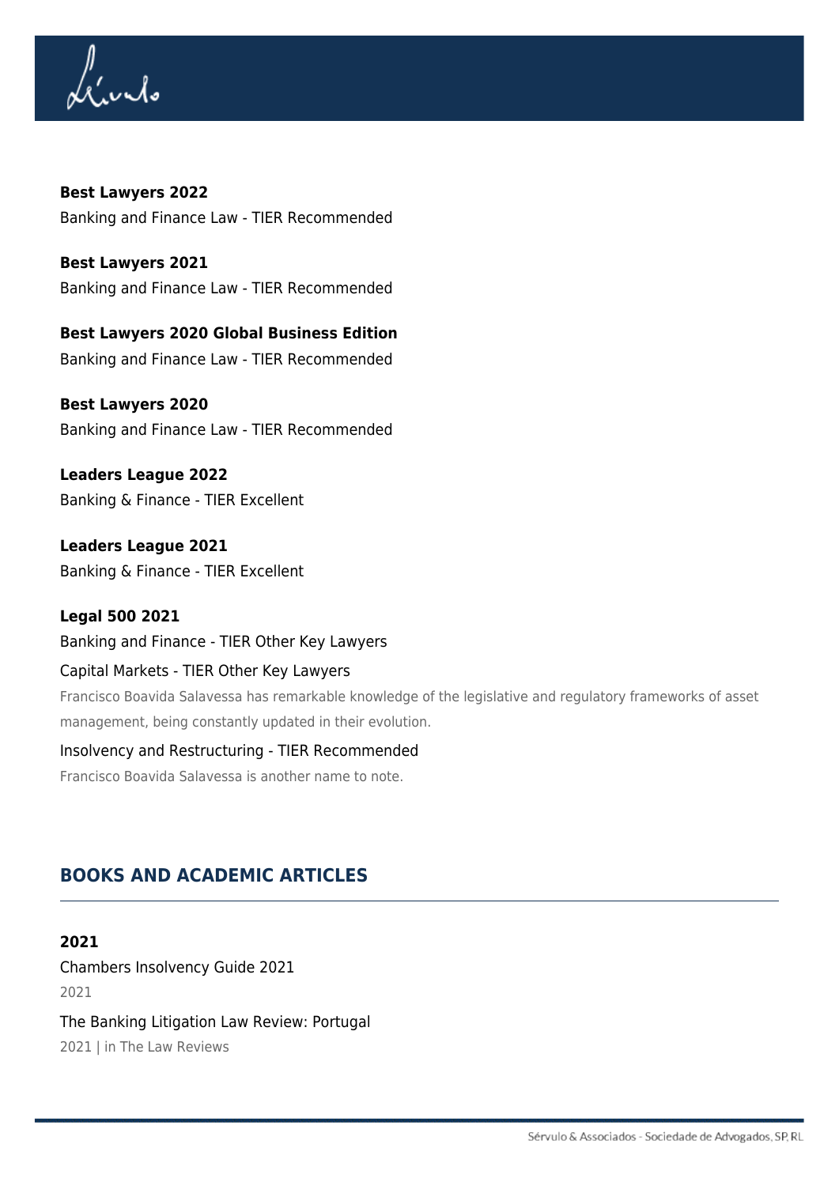**Best Lawyers 2022**
Banking and Finance Law - TIER Recommended

**Best Lawyers 2021**
Banking and Finance Law - TIER Recommended

**Best Lawyers 2020 Global Business Edition**
Banking and Finance Law - TIER Recommended

**Best Lawyers 2020**
Banking and Finance Law - TIER Recommended

**Leaders League 2022**
Banking & Finance - TIER Excellent

**Leaders League 2021**
Banking & Finance - TIER Excellent

**Legal 500 2021**
Banking and Finance - TIER Other Key Lawyers

Capital Markets - TIER Other Key Lawyers

Francisco Boavida Salavessa has remarkable knowledge of the legislative and regulatory frameworks of asset management, being constantly updated in their evolution.

Insolvency and Restructuring - TIER Recommended

Francisco Boavida Salavessa is another name to note.

## BOOKS AND ACADEMIC ARTICLES

**2021**

Chambers Insolvency Guide 2021
2021

The Banking Litigation Law Review: Portugal
2021 | in The Law Reviews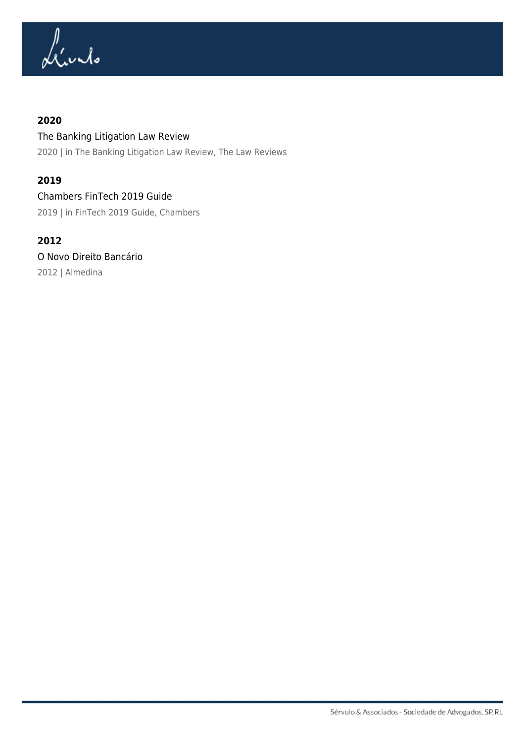**2020**

The Banking Litigation Law Review

2020 | in The Banking Litigation Law Review, The Law Reviews

**2019**

Chambers FinTech 2019 Guide

2019 | in FinTech 2019 Guide, Chambers

**2012**

O Novo Direito Bancário

2012 | Almedina